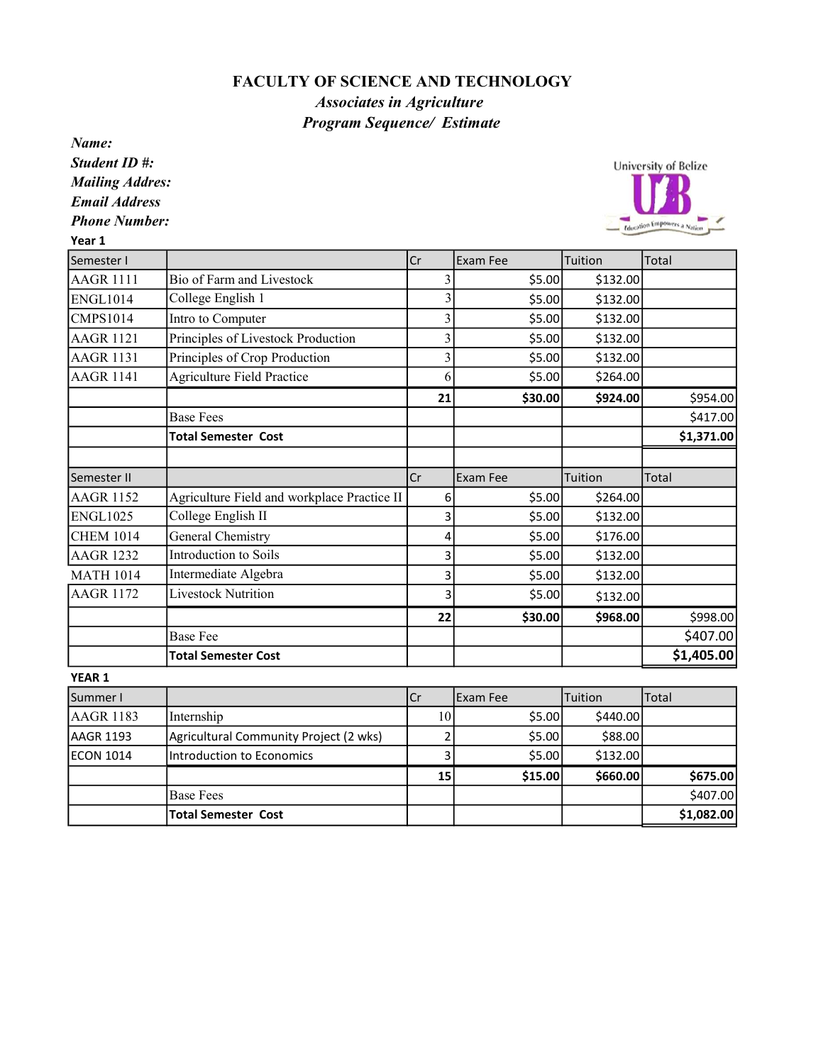# FACULTY OF SCIENCE AND TECHNOLOGY

*Associates in Agriculture*

*Program Sequence/ Estimate*

***Name:***

***Student ID #:***

***Mailing Addres:***

***Email Address***

***Phone Number:***

**Year 1**

| Semester I | | Cr | Exam Fee | Tuition | Total |
|---|---|---|---|---|---|
| AAGR 1111 | Bio of Farm and Livestock | 3 | $5.00 | $132.00 | |
| ENGL1014 | College English 1 | 3 | $5.00 | $132.00 | |
| CMPS1014 | Intro to Computer | 3 | $5.00 | $132.00 | |
| AAGR 1121 | Principles of Livestock Production | 3 | $5.00 | $132.00 | |
| AAGR 1131 | Principles of Crop Production | 3 | $5.00 | $132.00 | |
| AAGR 1141 | Agriculture Field Practice | 6 | $5.00 | $264.00 | |
| | | **21** | **$30.00** | **$924.00** | $954.00 |
| | Base Fees | | | | $417.00 |
| | **Total Semester Cost** | | | | **$1,371.00** |

| Semester II | | Cr | Exam Fee | Tuition | Total |
|---|---|---|---|---|---|
| AAGR 1152 | Agriculture Field and workplace Practice II | 6 | $5.00 | $264.00 | |
| ENGL1025 | College English II | 3 | $5.00 | $132.00 | |
| CHEM 1014 | General Chemistry | 4 | $5.00 | $176.00 | |
| AAGR 1232 | Introduction to Soils | 3 | $5.00 | $132.00 | |
| MATH 1014 | Intermediate Algebra | 3 | $5.00 | $132.00 | |
| AAGR 1172 | Livestock Nutrition | 3 | $5.00 | $132.00 | |
| | | **22** | **$30.00** | **$968.00** | $998.00 |
| | Base Fee | | | | $407.00 |
| | **Total Semester Cost** | | | | **$1,405.00** |

**YEAR 1**

| Summer I | | Cr | Exam Fee | Tuition | Total |
|---|---|---|---|---|---|
| AAGR 1183 | Internship | 10 | $5.00 | $440.00 | |
| AAGR 1193 | Agricultural Community Project (2 wks) | 2 | $5.00 | $88.00 | |
| ECON 1014 | Introduction to Economics | 3 | $5.00 | $132.00 | |
| | | **15** | **$15.00** | **$660.00** | **$675.00** |
| | Base Fees | | | | $407.00 |
| | **Total Semester Cost** | | | | **$1,082.00** |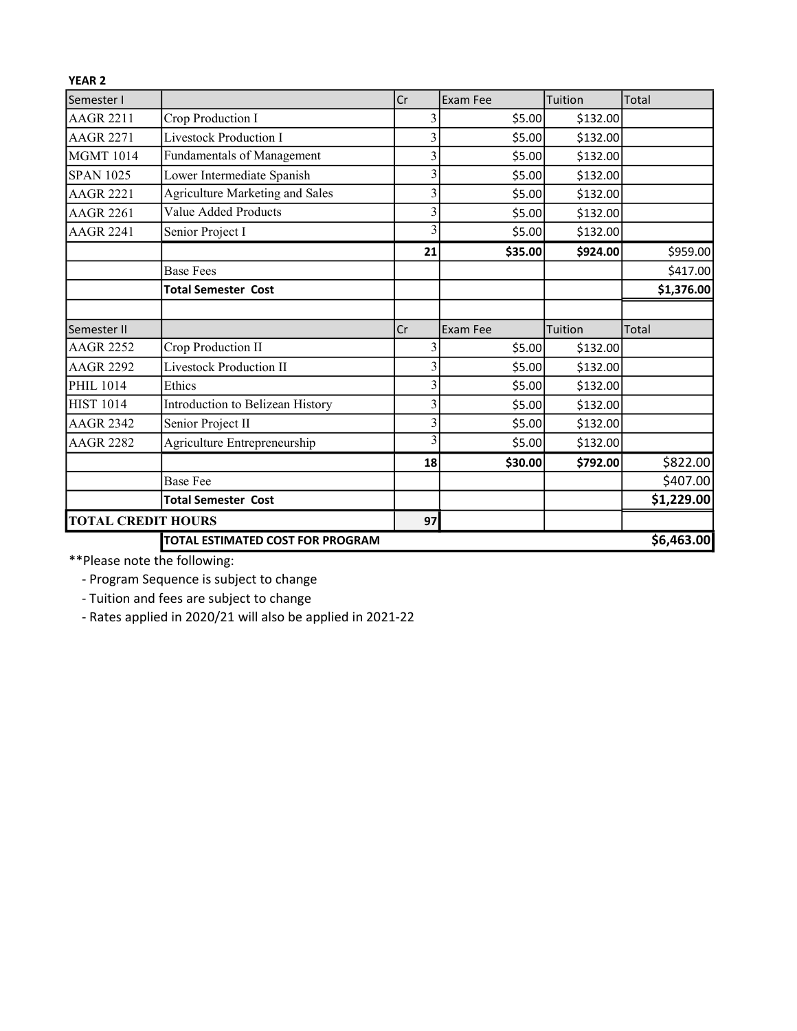**YEAR 2**

| Semester I | | Cr | Exam Fee | Tuition | Total |
|---|---|---|---|---|---|
| AAGR 2211 | Crop Production I | 3 | $5.00 | $132.00 | |
| AAGR 2271 | Livestock Production I | 3 | $5.00 | $132.00 | |
| MGMT 1014 | Fundamentals of Management | 3 | $5.00 | $132.00 | |
| SPAN 1025 | Lower Intermediate Spanish | 3 | $5.00 | $132.00 | |
| AAGR 2221 | Agriculture Marketing and Sales | 3 | $5.00 | $132.00 | |
| AAGR 2261 | Value Added Products | 3 | $5.00 | $132.00 | |
| AAGR 2241 | Senior Project I | 3 | $5.00 | $132.00 | |
| | | **21** | **$35.00** | **$924.00** | $959.00 |
| | Base Fees | | | | $417.00 |
| | **Total Semester Cost** | | | | **$1,376.00** |
| | | | | | |
| Semester II | | Cr | Exam Fee | Tuition | Total |
| AAGR 2252 | Crop Production II | 3 | $5.00 | $132.00 | |
| AAGR 2292 | Livestock Production II | 3 | $5.00 | $132.00 | |
| PHIL 1014 | Ethics | 3 | $5.00 | $132.00 | |
| HIST 1014 | Introduction to Belizean History | 3 | $5.00 | $132.00 | |
| AAGR 2342 | Senior Project II | 3 | $5.00 | $132.00 | |
| AAGR 2282 | Agriculture Entrepreneurship | 3 | $5.00 | $132.00 | |
| | | **18** | **$30.00** | **$792.00** | $822.00 |
| | Base Fee | | | | $407.00 |
| | **Total Semester Cost** | | | | **$1,229.00** |
| **TOTAL CREDIT HOURS** | | **97** | | | |
| | **TOTAL ESTIMATED COST FOR PROGRAM** | | | | **$6,463.00** |

**Please note the following:

- Program Sequence is subject to change
- Tuition and fees are subject to change
- Rates applied in 2020/21 will also be applied in 2021-22